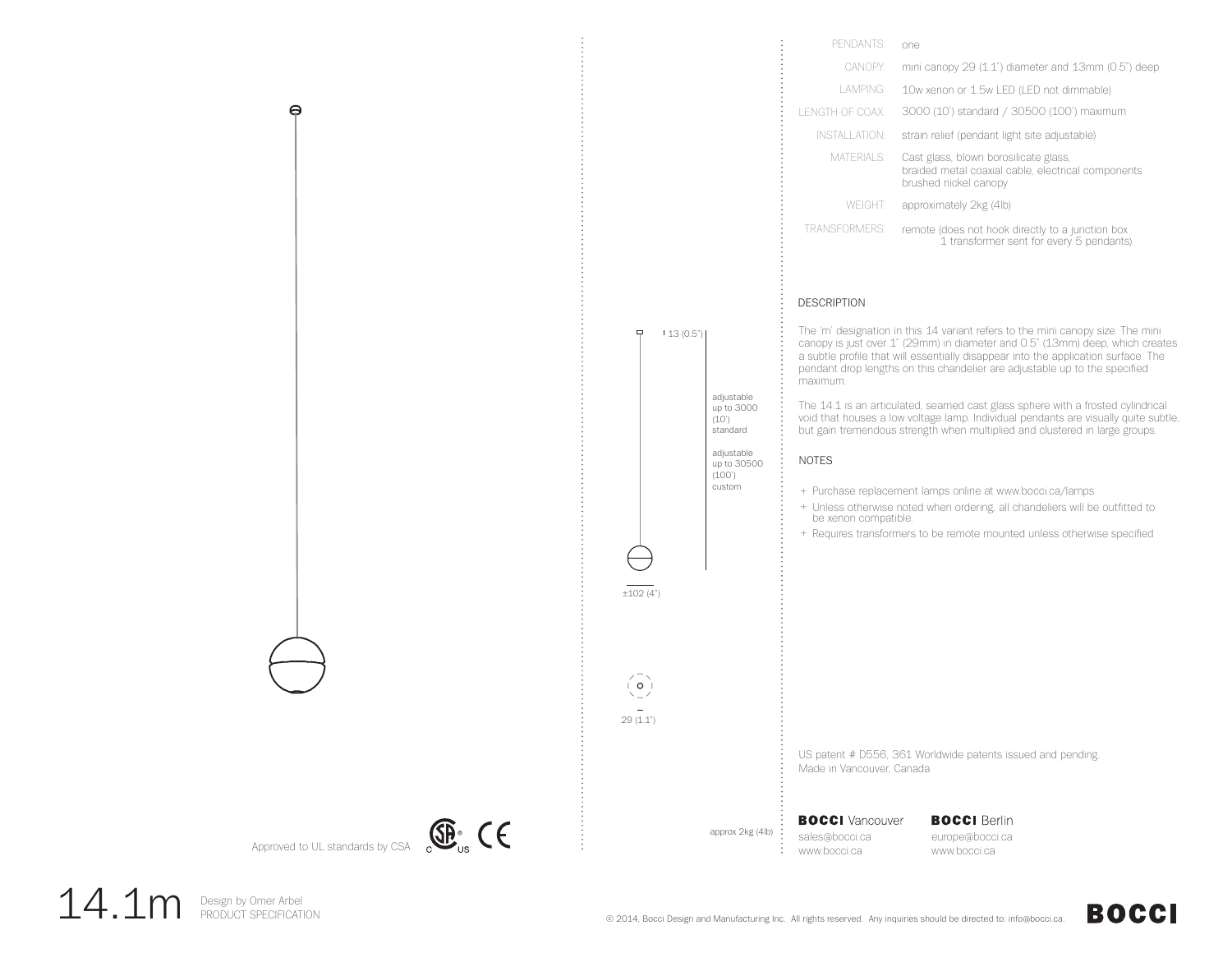| | |
|---|---|
| PENDANTS: | one |
| CANOPY: | mini canopy 29 (1.1") diameter and 13mm (0.5") deep |
| LAMPING: | 10w xenon or 1.5w LED (LED not dimmable) |
| LENGTH OF COAX: | 3000 (10') standard / 30500 (100') maximum |
| INSTALLATION: | strain relief (pendant light site adjustable) |
| MATERIALS: | Cast glass, blown borosilicate glass, braided metal coaxial cable, electrical components brushed nickel canopy |
| WEIGHT: | approximately 2kg (4lb) |
| TRANSFORMERS: | remote (does not hook directly to a junction box 1 transformer sent for every 5 pendants) |

13 (0.5")

adjustable up to 3000 (10') standard

adjustable up to 30500 (100') custom

±102 (4")

29 (1.1")

approx 2kg (4lb)

## DESCRIPTION

The 'm' designation in this 14 variant refers to the mini canopy size. The mini canopy is just over 1" (29mm) in diameter and 0.5" (13mm) deep, which creates a subtle profile that will essentially disappear into the application surface. The pendant drop lengths on this chandelier are adjustable up to the specified maximum.

The 14.1 is an articulated, seamed cast glass sphere with a frosted cylindrical void that houses a low voltage lamp. Individual pendants are visually quite subtle, but gain tremendous strength when multiplied and clustered in large groups.

## NOTES

+ Purchase replacement lamps online at www.bocci.ca/lamps
+ Unless otherwise noted when ordering, all chandeliers will be outfitted to be xenon compatible.
+ Requires transformers to be remote mounted unless otherwise specified

US patent # D556, 361 Worldwide patents issued and pending
Made in Vancouver, Canada

**BOCCI** Vancouver
sales@bocci.ca
www.bocci.ca

**BOCCI** Berlin
europe@bocci.ca
www.bocci.ca

Approved to UL standards by CSA

# 14.1m

Design by Omer Arbel
PRODUCT SPECIFICATION

© 2014, Bocci Design and Manufacturing Inc. All rights reserved. Any inquiries should be directed to: info@bocci.ca.

**BOCCI**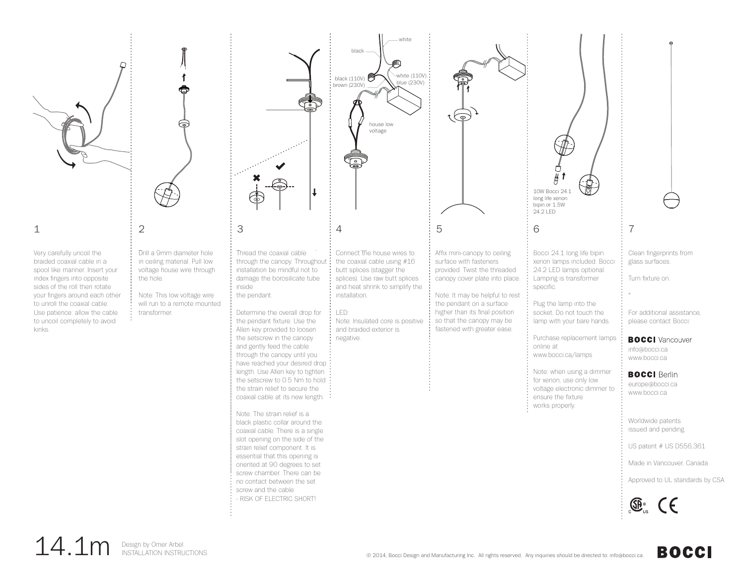white

black

black (110V)
brown (230V)

white (110V)
blue (230V)

house low voltage

10W Bocci 24.1 long life xenon bipin or 1.5W 24.2 LED

## 1

Very carefully uncoil the braided coaxial cable in a spool like manner. Insert your index fingers into opposite sides of the roll then rotate your fingers around each other to unroll the coaxial cable. Use patience: allow the cable to uncoil completely to avoid kinks.

## 2

Drill a 9mm diameter hole in ceiling material. Pull low voltage house wire through the hole.

Note: This low voltage wire will run to a remote mounted transformer.

## 3

Thread the coaxial cable through the canopy. Throughout installation be mindful not to damage the borosilicate tube inside
the pendant.

Determine the overall drop for the pendant fixture. Use the Allen key provided to loosen the setscrew in the canopy and gently feed the cable through the canopy until you have reached your desired drop length. Use Allen key to tighten the setscrew to 0.5 Nm to hold the strain relief to secure the coaxial cable at its new length.

Note: The strain relief is a black plastic collar around the coaxial cable. There is a single slot opening on the side of the strain relief component. It is essential that this opening is oriented at 90 degrees to set screw chamber. There can be no contact between the set screw and the cable
- RISK OF ELECTRIC SHORT!

## 4

Connect the house wires to the coaxial cable using #16 butt splices (stagger the splices). Use raw butt splices and heat shrink to simplify the installation.

LED:
Note: Insulated core is positive and braided exterior is negative.

## 5

Affix mini-canopy to ceiling surface with fasteners provided. Twist the threaded canopy cover plate into place.

Note: It may be helpful to rest the pendant on a surface higher than its final position so that the canopy may be fastened with greater ease.

## 6

Bocci 24.1 long life bipin xenon lamps included. Bocci 24.2 LED lamps optional. Lamping is transformer specific.

Plug the lamp into the socket. Do not touch the lamp with your bare hands.

Purchase replacement lamps online at www.bocci.ca/lamps

Note: when using a dimmer for xenon, use only low voltage electronic dimmer to ensure the fixture works properly.

## 7

Clean fingerprints from glass surfaces.

Turn fixture on.

*

For additional assistance, please contact Bocci:

**BOCCI** Vancouver
info@bocci.ca
www.bocci.ca

**BOCCI** Berlin
europe@bocci.ca
www.bocci.ca

Worldwide patents issued and pending.

US patent # US D556,361

Made in Vancouver, Canada

Approved to UL standards by CSA

# 14.1m

Design by Omer Arbel
INSTALLATION INSTRUCTIONS

© 2014, Bocci Design and Manufacturing Inc. All rights reserved. Any inquiries should be directed to: info@bocci.ca.

**BOCCI**